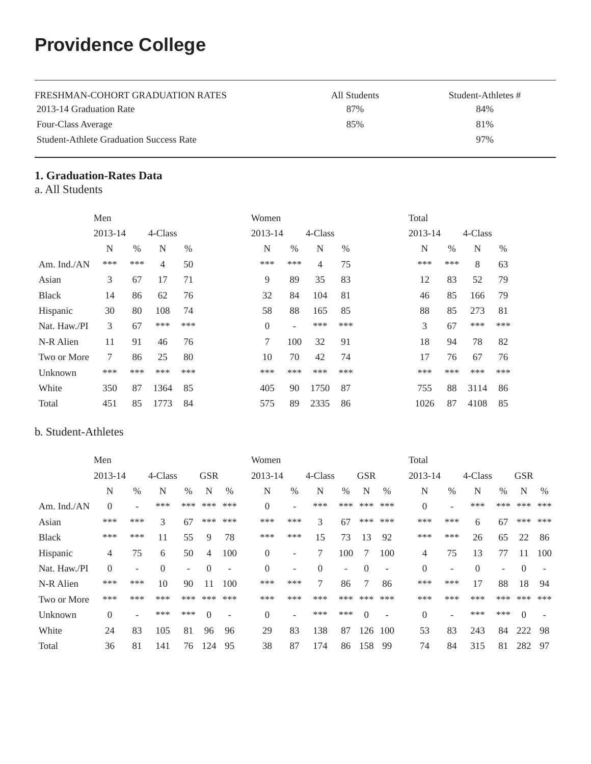# Providence College

| FRESHMAN-COHORT GRADUATION RATES | All Students | Student-Athletes # |
|---|---|---|
| 2013-14 Graduation Rate | 87% | 84% |
| Four-Class Average | 85% | 81% |
| Student-Athlete Graduation Success Rate | | 97% |

**1. Graduation-Rates Data**

a. All Students

| | Men | | | | Women | | | | Total | | | |
|---|---|---|---|---|---|---|---|---|---|---|---|---|
| | 2013-14 | | 4-Class | | 2013-14 | | 4-Class | | 2013-14 | | 4-Class | |
| | N | % | N | % | N | % | N | % | N | % | N | % |
| Am. Ind./AN | *** | *** | 4 | 50 | *** | *** | 4 | 75 | *** | *** | 8 | 63 |
| Asian | 3 | 67 | 17 | 71 | 9 | 89 | 35 | 83 | 12 | 83 | 52 | 79 |
| Black | 14 | 86 | 62 | 76 | 32 | 84 | 104 | 81 | 46 | 85 | 166 | 79 |
| Hispanic | 30 | 80 | 108 | 74 | 58 | 88 | 165 | 85 | 88 | 85 | 273 | 81 |
| Nat. Haw./PI | 3 | 67 | *** | *** | 0 | - | *** | *** | 3 | 67 | *** | *** |
| N-R Alien | 11 | 91 | 46 | 76 | 7 | 100 | 32 | 91 | 18 | 94 | 78 | 82 |
| Two or More | 7 | 86 | 25 | 80 | 10 | 70 | 42 | 74 | 17 | 76 | 67 | 76 |
| Unknown | *** | *** | *** | *** | *** | *** | *** | *** | *** | *** | *** | *** |
| White | 350 | 87 | 1364 | 85 | 405 | 90 | 1750 | 87 | 755 | 88 | 3114 | 86 |
| Total | 451 | 85 | 1773 | 84 | 575 | 89 | 2335 | 86 | 1026 | 87 | 4108 | 85 |

b. Student-Athletes

| | Men | | | | | | Women | | | | | | Total | | | | | |
|---|---|---|---|---|---|---|---|---|---|---|---|---|---|---|---|---|---|---|
| | 2013-14 | | 4-Class | | GSR | | 2013-14 | | 4-Class | | GSR | | 2013-14 | | 4-Class | | GSR | |
| | N | % | N | % | N | % | N | % | N | % | N | % | N | % | N | % | N | % |
| Am. Ind./AN | 0 | - | *** | *** | *** | *** | 0 | - | *** | *** | *** | *** | 0 | - | *** | *** | *** | *** |
| Asian | *** | *** | 3 | 67 | *** | *** | *** | *** | 3 | 67 | *** | *** | *** | *** | 6 | 67 | *** | *** |
| Black | *** | *** | 11 | 55 | 9 | 78 | *** | *** | 15 | 73 | 13 | 92 | *** | *** | 26 | 65 | 22 | 86 |
| Hispanic | 4 | 75 | 6 | 50 | 4 | 100 | 0 | - | 7 | 100 | 7 | 100 | 4 | 75 | 13 | 77 | 11 | 100 |
| Nat. Haw./PI | 0 | - | 0 | - | 0 | - | 0 | - | 0 | - | 0 | - | 0 | - | 0 | - | 0 | - |
| N-R Alien | *** | *** | 10 | 90 | 11 | 100 | *** | *** | 7 | 86 | 7 | 86 | *** | *** | 17 | 88 | 18 | 94 |
| Two or More | *** | *** | *** | *** | *** | *** | *** | *** | *** | *** | *** | *** | *** | *** | *** | *** | *** | *** |
| Unknown | 0 | - | *** | *** | 0 | - | 0 | - | *** | *** | 0 | - | 0 | - | *** | *** | 0 | - |
| White | 24 | 83 | 105 | 81 | 96 | 96 | 29 | 83 | 138 | 87 | 126 | 100 | 53 | 83 | 243 | 84 | 222 | 98 |
| Total | 36 | 81 | 141 | 76 | 124 | 95 | 38 | 87 | 174 | 86 | 158 | 99 | 74 | 84 | 315 | 81 | 282 | 97 |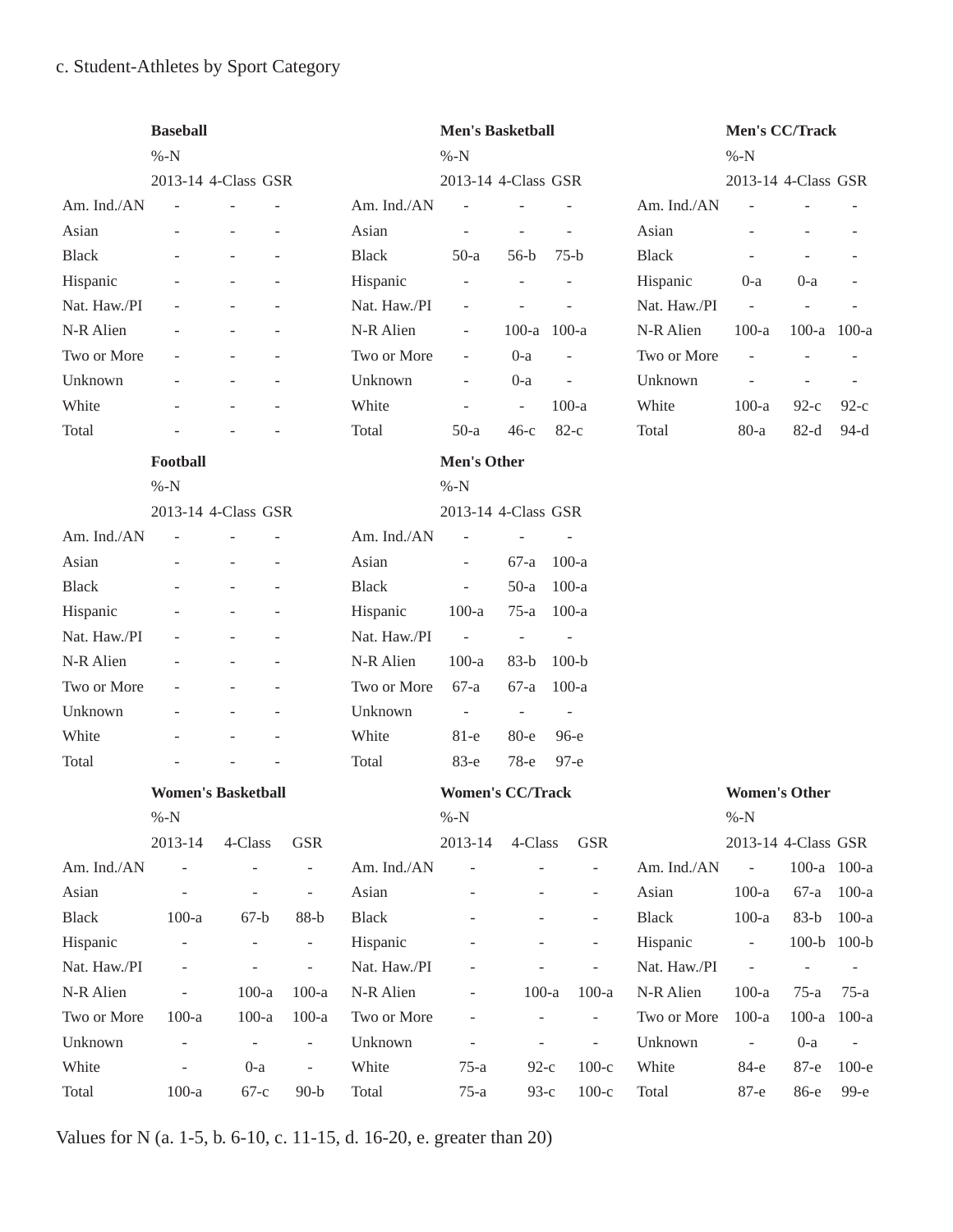c. Student-Athletes by Sport Category

**Baseball**

| | %-N | | |
|---|---|---|---|
| | 2013-14 | 4-Class | GSR |
| Am. Ind./AN | - | - | - |
| Asian | - | - | - |
| Black | - | - | - |
| Hispanic | - | - | - |
| Nat. Haw./PI | - | - | - |
| N-R Alien | - | - | - |
| Two or More | - | - | - |
| Unknown | - | - | - |
| White | - | - | - |
| Total | - | - | - |

**Men's Basketball**

| | %-N | | |
|---|---|---|---|
| | 2013-14 | 4-Class | GSR |
| Am. Ind./AN | - | - | - |
| Asian | - | - | - |
| Black | 50-a | 56-b | 75-b |
| Hispanic | - | - | - |
| Nat. Haw./PI | - | - | - |
| N-R Alien | - | 100-a | 100-a |
| Two or More | - | 0-a | - |
| Unknown | - | 0-a | - |
| White | - | - | 100-a |
| Total | 50-a | 46-c | 82-c |

**Men's CC/Track**

| | %-N | | |
|---|---|---|---|
| | 2013-14 | 4-Class | GSR |
| Am. Ind./AN | - | - | - |
| Asian | - | - | - |
| Black | - | - | - |
| Hispanic | 0-a | 0-a | - |
| Nat. Haw./PI | - | - | - |
| N-R Alien | 100-a | 100-a | 100-a |
| Two or More | - | - | - |
| Unknown | - | - | - |
| White | 100-a | 92-c | 92-c |
| Total | 80-a | 82-d | 94-d |

**Football**

| | %-N | | |
|---|---|---|---|
| | 2013-14 | 4-Class | GSR |
| Am. Ind./AN | - | - | - |
| Asian | - | - | - |
| Black | - | - | - |
| Hispanic | - | - | - |
| Nat. Haw./PI | - | - | - |
| N-R Alien | - | - | - |
| Two or More | - | - | - |
| Unknown | - | - | - |
| White | - | - | - |
| Total | - | - | - |

**Men's Other**

| | %-N | | |
|---|---|---|---|
| | 2013-14 | 4-Class | GSR |
| Am. Ind./AN | - | - | - |
| Asian | - | 67-a | 100-a |
| Black | - | 50-a | 100-a |
| Hispanic | 100-a | 75-a | 100-a |
| Nat. Haw./PI | - | - | - |
| N-R Alien | 100-a | 83-b | 100-b |
| Two or More | 67-a | 67-a | 100-a |
| Unknown | - | - | - |
| White | 81-e | 80-e | 96-e |
| Total | 83-e | 78-e | 97-e |

**Women's Basketball**

| | %-N | | |
|---|---|---|---|
| | 2013-14 | 4-Class | GSR |
| Am. Ind./AN | - | - | - |
| Asian | - | - | - |
| Black | 100-a | 67-b | 88-b |
| Hispanic | - | - | - |
| Nat. Haw./PI | - | - | - |
| N-R Alien | - | 100-a | 100-a |
| Two or More | 100-a | 100-a | 100-a |
| Unknown | - | - | - |
| White | - | 0-a | - |
| Total | 100-a | 67-c | 90-b |

**Women's CC/Track**

| | %-N | | |
|---|---|---|---|
| | 2013-14 | 4-Class | GSR |
| Am. Ind./AN | - | - | - |
| Asian | - | - | - |
| Black | - | - | - |
| Hispanic | - | - | - |
| Nat. Haw./PI | - | - | - |
| N-R Alien | - | 100-a | 100-a |
| Two or More | - | - | - |
| Unknown | - | - | - |
| White | 75-a | 92-c | 100-c |
| Total | 75-a | 93-c | 100-c |

**Women's Other**

| | %-N | | |
|---|---|---|---|
| | 2013-14 | 4-Class | GSR |
| Am. Ind./AN | - | 100-a | 100-a |
| Asian | 100-a | 67-a | 100-a |
| Black | 100-a | 83-b | 100-a |
| Hispanic | - | 100-b | 100-b |
| Nat. Haw./PI | - | - | - |
| N-R Alien | 100-a | 75-a | 75-a |
| Two or More | 100-a | 100-a | 100-a |
| Unknown | - | 0-a | - |
| White | 84-e | 87-e | 100-e |
| Total | 87-e | 86-e | 99-e |

Values for N (a. 1-5, b. 6-10, c. 11-15, d. 16-20, e. greater than 20)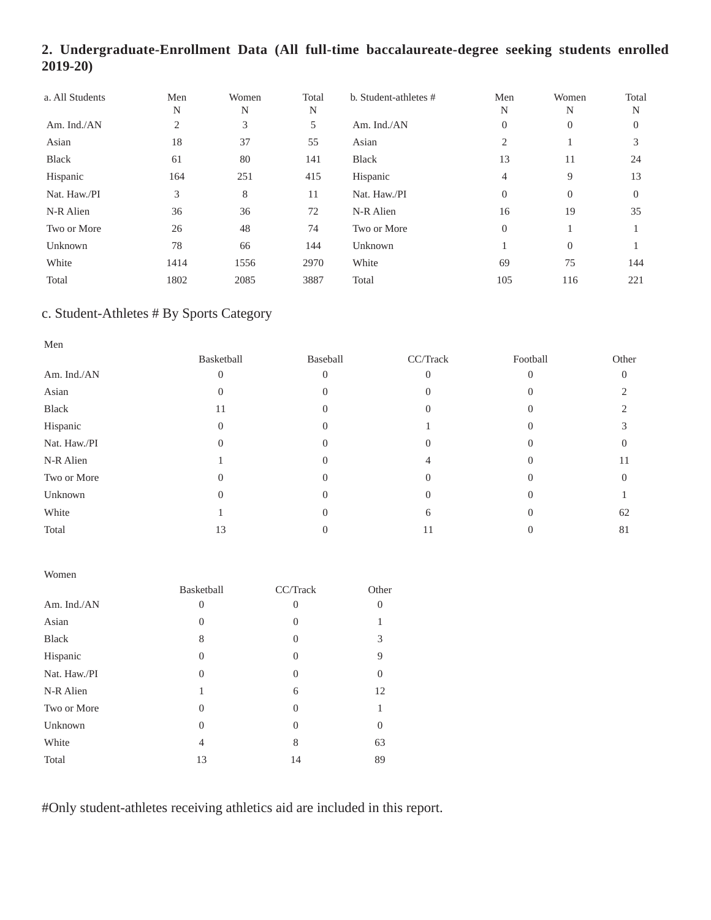## 2. Undergraduate-Enrollment Data (All full-time baccalaureate-degree seeking students enrolled 2019-20)

| a. All Students | Men N | Women N | Total N | b. Student-athletes # | Men N | Women N | Total N |
|---|---|---|---|---|---|---|---|
| Am. Ind./AN | 2 | 3 | 5 | Am. Ind./AN | 0 | 0 | 0 |
| Asian | 18 | 37 | 55 | Asian | 2 | 1 | 3 |
| Black | 61 | 80 | 141 | Black | 13 | 11 | 24 |
| Hispanic | 164 | 251 | 415 | Hispanic | 4 | 9 | 13 |
| Nat. Haw./PI | 3 | 8 | 11 | Nat. Haw./PI | 0 | 0 | 0 |
| N-R Alien | 36 | 36 | 72 | N-R Alien | 16 | 19 | 35 |
| Two or More | 26 | 48 | 74 | Two or More | 0 | 1 | 1 |
| Unknown | 78 | 66 | 144 | Unknown | 1 | 0 | 1 |
| White | 1414 | 1556 | 2970 | White | 69 | 75 | 144 |
| Total | 1802 | 2085 | 3887 | Total | 105 | 116 | 221 |

### c. Student-Athletes # By Sports Category

Men

| | Basketball | Baseball | CC/Track | Football | Other |
|---|---|---|---|---|---|
| Am. Ind./AN | 0 | 0 | 0 | 0 | 0 |
| Asian | 0 | 0 | 0 | 0 | 2 |
| Black | 11 | 0 | 0 | 0 | 2 |
| Hispanic | 0 | 0 | 1 | 0 | 3 |
| Nat. Haw./PI | 0 | 0 | 0 | 0 | 0 |
| N-R Alien | 1 | 0 | 4 | 0 | 11 |
| Two or More | 0 | 0 | 0 | 0 | 0 |
| Unknown | 0 | 0 | 0 | 0 | 1 |
| White | 1 | 0 | 6 | 0 | 62 |
| Total | 13 | 0 | 11 | 0 | 81 |

Women

| | Basketball | CC/Track | Other |
|---|---|---|---|
| Am. Ind./AN | 0 | 0 | 0 |
| Asian | 0 | 0 | 1 |
| Black | 8 | 0 | 3 |
| Hispanic | 0 | 0 | 9 |
| Nat. Haw./PI | 0 | 0 | 0 |
| N-R Alien | 1 | 6 | 12 |
| Two or More | 0 | 0 | 1 |
| Unknown | 0 | 0 | 0 |
| White | 4 | 8 | 63 |
| Total | 13 | 14 | 89 |

#Only student-athletes receiving athletics aid are included in this report.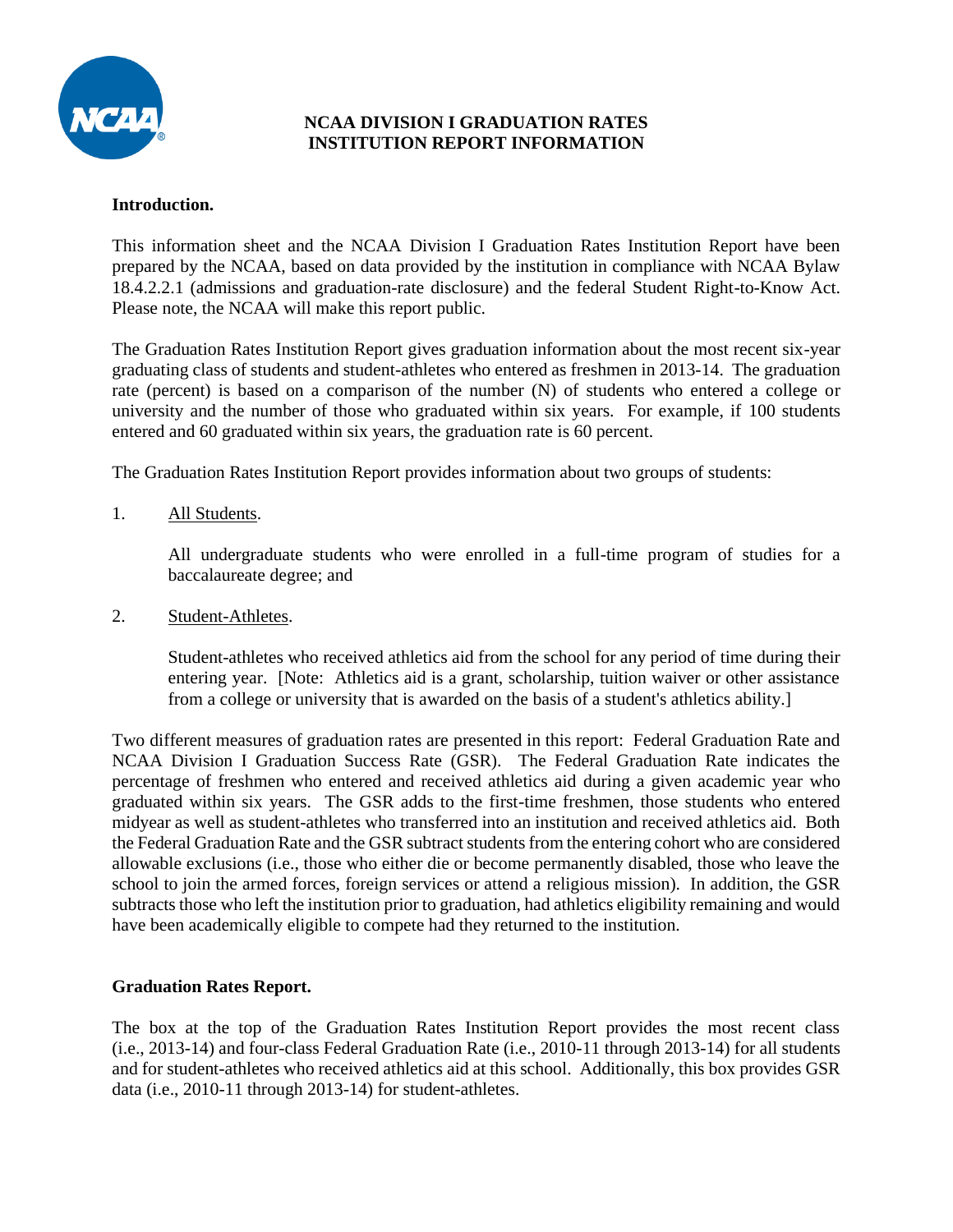# NCAA DIVISION I GRADUATION RATES INSTITUTION REPORT INFORMATION

**Introduction.**

This information sheet and the NCAA Division I Graduation Rates Institution Report have been prepared by the NCAA, based on data provided by the institution in compliance with NCAA Bylaw 18.4.2.2.1 (admissions and graduation-rate disclosure) and the federal Student Right-to-Know Act. Please note, the NCAA will make this report public.

The Graduation Rates Institution Report gives graduation information about the most recent six-year graduating class of students and student-athletes who entered as freshmen in 2013-14. The graduation rate (percent) is based on a comparison of the number (N) of students who entered a college or university and the number of those who graduated within six years. For example, if 100 students entered and 60 graduated within six years, the graduation rate is 60 percent.

The Graduation Rates Institution Report provides information about two groups of students:

1. All Students.

   All undergraduate students who were enrolled in a full-time program of studies for a baccalaureate degree; and

2. Student-Athletes.

   Student-athletes who received athletics aid from the school for any period of time during their entering year. [Note: Athletics aid is a grant, scholarship, tuition waiver or other assistance from a college or university that is awarded on the basis of a student's athletics ability.]

Two different measures of graduation rates are presented in this report: Federal Graduation Rate and NCAA Division I Graduation Success Rate (GSR). The Federal Graduation Rate indicates the percentage of freshmen who entered and received athletics aid during a given academic year who graduated within six years. The GSR adds to the first-time freshmen, those students who entered midyear as well as student-athletes who transferred into an institution and received athletics aid. Both the Federal Graduation Rate and the GSR subtract students from the entering cohort who are considered allowable exclusions (i.e., those who either die or become permanently disabled, those who leave the school to join the armed forces, foreign services or attend a religious mission). In addition, the GSR subtracts those who left the institution prior to graduation, had athletics eligibility remaining and would have been academically eligible to compete had they returned to the institution.

**Graduation Rates Report.**

The box at the top of the Graduation Rates Institution Report provides the most recent class (i.e., 2013-14) and four-class Federal Graduation Rate (i.e., 2010-11 through 2013-14) for all students and for student-athletes who received athletics aid at this school. Additionally, this box provides GSR data (i.e., 2010-11 through 2013-14) for student-athletes.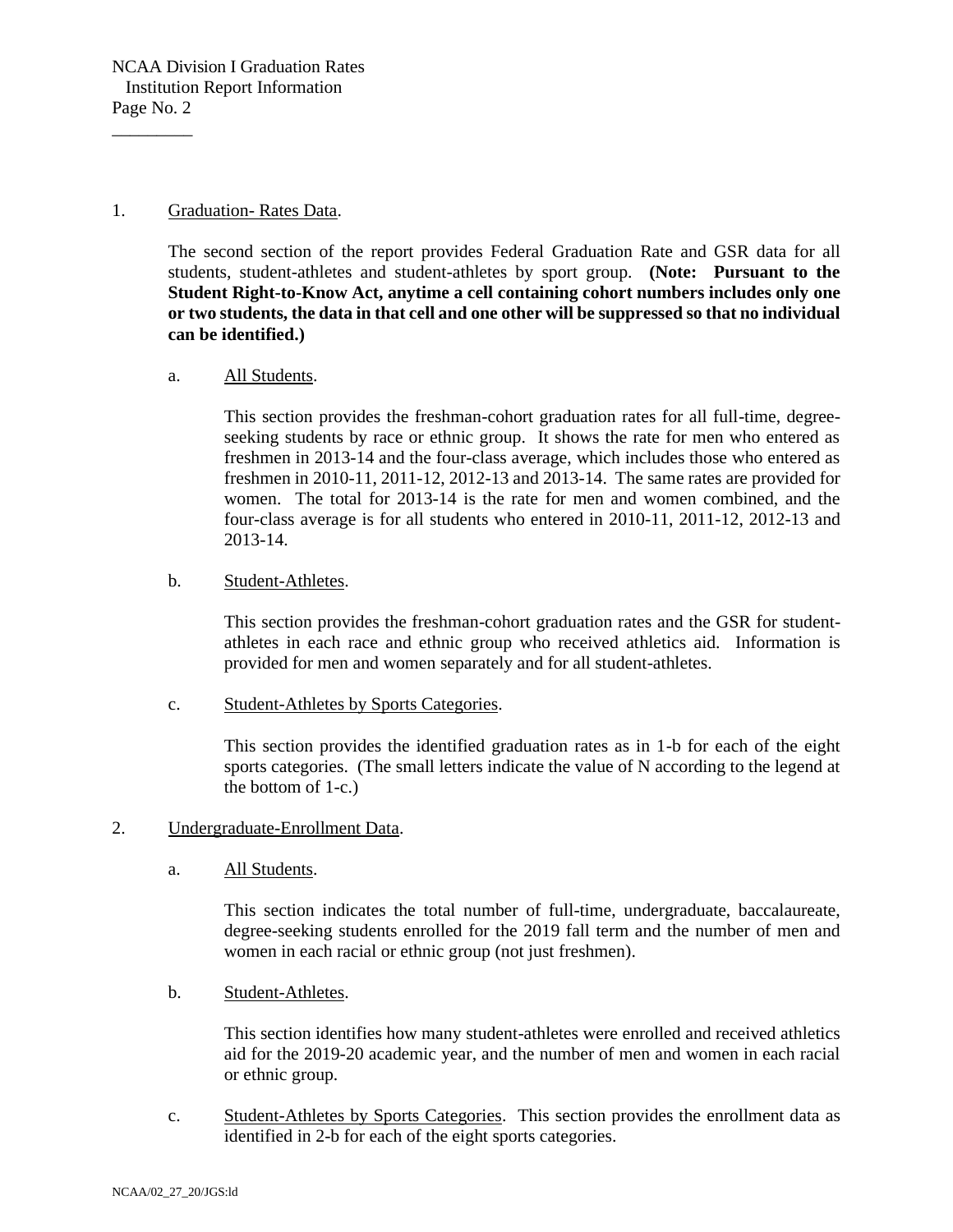1. Graduation- Rates Data.

   The second section of the report provides Federal Graduation Rate and GSR data for all students, student-athletes and student-athletes by sport group. **(Note: Pursuant to the Student Right-to-Know Act, anytime a cell containing cohort numbers includes only one or two students, the data in that cell and one other will be suppressed so that no individual can be identified.)**

   a. All Students.

      This section provides the freshman-cohort graduation rates for all full-time, degree-seeking students by race or ethnic group. It shows the rate for men who entered as freshmen in 2013-14 and the four-class average, which includes those who entered as freshmen in 2010-11, 2011-12, 2012-13 and 2013-14. The same rates are provided for women. The total for 2013-14 is the rate for men and women combined, and the four-class average is for all students who entered in 2010-11, 2011-12, 2012-13 and 2013-14.

   b. Student-Athletes.

      This section provides the freshman-cohort graduation rates and the GSR for student-athletes in each race and ethnic group who received athletics aid. Information is provided for men and women separately and for all student-athletes.

   c. Student-Athletes by Sports Categories.

      This section provides the identified graduation rates as in 1-b for each of the eight sports categories. (The small letters indicate the value of N according to the legend at the bottom of 1-c.)

2. Undergraduate-Enrollment Data.

   a. All Students.

      This section indicates the total number of full-time, undergraduate, baccalaureate, degree-seeking students enrolled for the 2019 fall term and the number of men and women in each racial or ethnic group (not just freshmen).

   b. Student-Athletes.

      This section identifies how many student-athletes were enrolled and received athletics aid for the 2019-20 academic year, and the number of men and women in each racial or ethnic group.

   c. Student-Athletes by Sports Categories. This section provides the enrollment data as identified in 2-b for each of the eight sports categories.

NCAA/02_27_20/JGS:ld